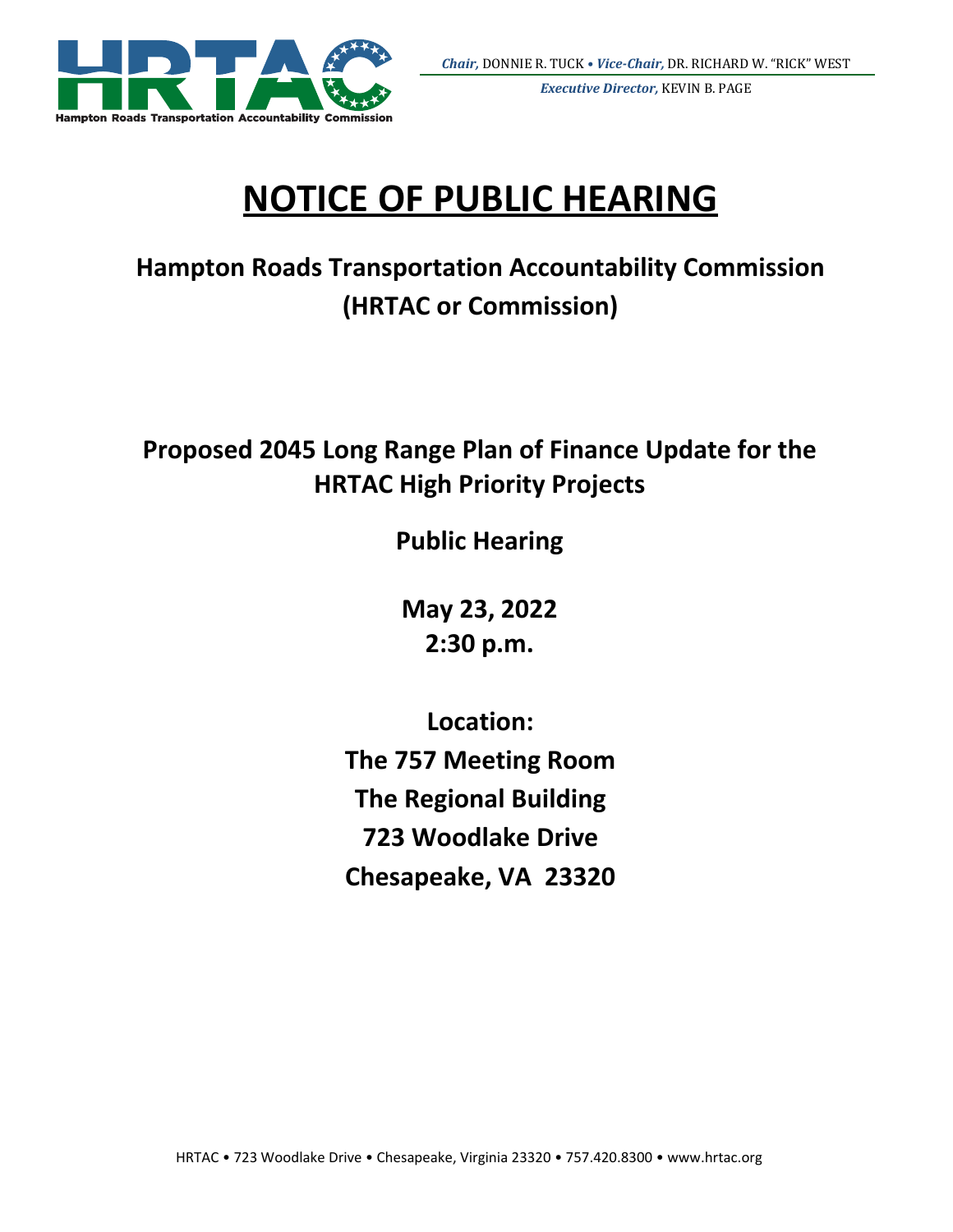*Chair,* DONNIE R. TUCK • *Vice-Chair,* DR. RICHARD W. "RICK" WEST

*Executive Director,* KEVIN B. PAGE

# NOTICE OF PUBLIC HEARING

## Hampton Roads Transportation Accountability Commission (HRTAC or Commission)

## Proposed 2045 Long Range Plan of Finance Update for the HRTAC High Priority Projects

**Public Hearing**

**May 23, 2022**
**2:30 p.m.**

**Location:**
**The 757 Meeting Room**
**The Regional Building**
**723 Woodlake Drive**
**Chesapeake, VA 23320**

HRTAC • 723 Woodlake Drive • Chesapeake, Virginia 23320 • 757.420.8300 • www.hrtac.org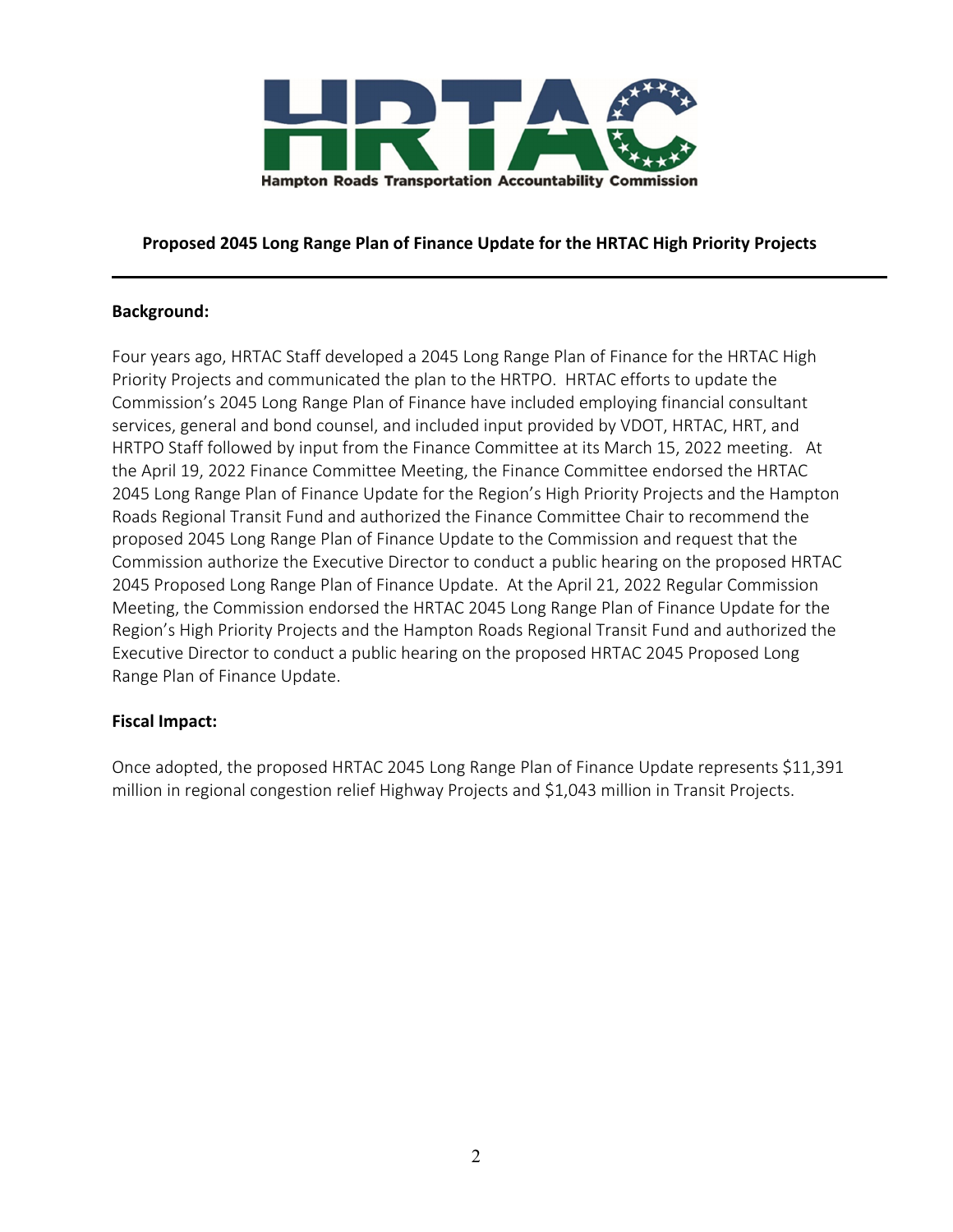**Hampton Roads Transportation Accountability Commission**

**Proposed 2045 Long Range Plan of Finance Update for the HRTAC High Priority Projects**

---

**Background:**

Four years ago, HRTAC Staff developed a 2045 Long Range Plan of Finance for the HRTAC High Priority Projects and communicated the plan to the HRTPO. HRTAC efforts to update the Commission's 2045 Long Range Plan of Finance have included employing financial consultant services, general and bond counsel, and included input provided by VDOT, HRTAC, HRT, and HRTPO Staff followed by input from the Finance Committee at its March 15, 2022 meeting. At the April 19, 2022 Finance Committee Meeting, the Finance Committee endorsed the HRTAC 2045 Long Range Plan of Finance Update for the Region's High Priority Projects and the Hampton Roads Regional Transit Fund and authorized the Finance Committee Chair to recommend the proposed 2045 Long Range Plan of Finance Update to the Commission and request that the Commission authorize the Executive Director to conduct a public hearing on the proposed HRTAC 2045 Proposed Long Range Plan of Finance Update. At the April 21, 2022 Regular Commission Meeting, the Commission endorsed the HRTAC 2045 Long Range Plan of Finance Update for the Region's High Priority Projects and the Hampton Roads Regional Transit Fund and authorized the Executive Director to conduct a public hearing on the proposed HRTAC 2045 Proposed Long Range Plan of Finance Update.

**Fiscal Impact:**

Once adopted, the proposed HRTAC 2045 Long Range Plan of Finance Update represents $11,391 million in regional congestion relief Highway Projects and $1,043 million in Transit Projects.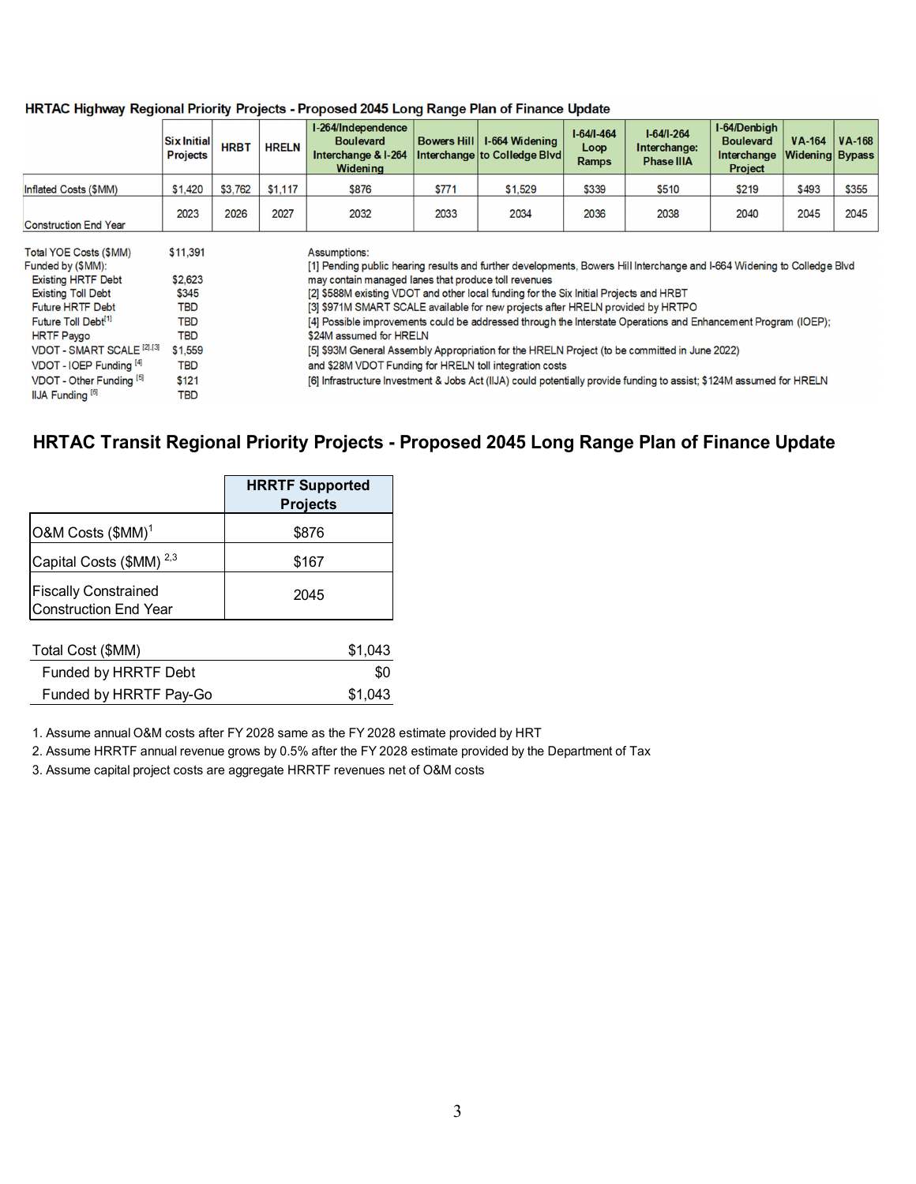## HRTAC Highway Regional Priority Projects - Proposed 2045 Long Range Plan of Finance Update

| | Six Initial Projects | HRBT | HRELN | I-264/Independence Boulevard Interchange & I-264 Widening | Bowers Hill Interchange | I-664 Widening to Colledge Blvd | I-64/I-464 Loop Ramps | I-64/I-264 Interchange: Phase IIIA | I-64/Denbigh Boulevard Interchange Project | VA-164 Widening | VA-168 Bypass |
|---|---|---|---|---|---|---|---|---|---|---|---|
| Inflated Costs ($MM) | $1,420 | $3,762 | $1,117 | $876 | $771 | $1,529 | $339 | $510 | $219 | $493 | $355 |
| Construction End Year | 2023 | 2026 | 2027 | 2032 | 2033 | 2034 | 2036 | 2038 | 2040 | 2045 | 2045 |

| | |
|---|---|
| Total YOE Costs ($MM) | $11,391 |
| Funded by ($MM): | |
| Existing HRTF Debt | $2,623 |
| Existing Toll Debt | $345 |
| Future HRTF Debt | TBD |
| Future Toll Debt[1] | TBD |
| HRTF Paygo | TBD |
| VDOT - SMART SCALE [2],[3] | $1,559 |
| VDOT - IOEP Funding [4] | TBD |
| VDOT - Other Funding [5] | $121 |
| IIJA Funding [6] | TBD |

Assumptions:
[1] Pending public hearing results and further developments, Bowers Hill Interchange and I-664 Widening to Colledge Blvd may contain managed lanes that produce toll revenues
[2] $588M existing VDOT and other local funding for the Six Initial Projects and HRBT
[3] $971M SMART SCALE available for new projects after HRELN provided by HRTPO
[4] Possible improvements could be addressed through the Interstate Operations and Enhancement Program (IOEP); $24M assumed for HRELN
[5] $93M General Assembly Appropriation for the HRELN Project (to be committed in June 2022) and $28M VDOT Funding for HRELN toll integration costs
[6] Infrastructure Investment & Jobs Act (IIJA) could potentially provide funding to assist; $124M assumed for HRELN

## HRTAC Transit Regional Priority Projects - Proposed 2045 Long Range Plan of Finance Update

| | HRRTF Supported Projects |
|---|---|
| O&M Costs ($MM)[1] | $876 |
| Capital Costs ($MM) [2,3] | $167 |
| Fiscally Constrained Construction End Year | 2045 |

| | |
|---|---|
| Total Cost ($MM) | $1,043 |
| Funded by HRRTF Debt | $0 |
| Funded by HRRTF Pay-Go | $1,043 |

1. Assume annual O&M costs after FY 2028 same as the FY 2028 estimate provided by HRT
2. Assume HRRTF annual revenue grows by 0.5% after the FY 2028 estimate provided by the Department of Tax
3. Assume capital project costs are aggregate HRRTF revenues net of O&M costs